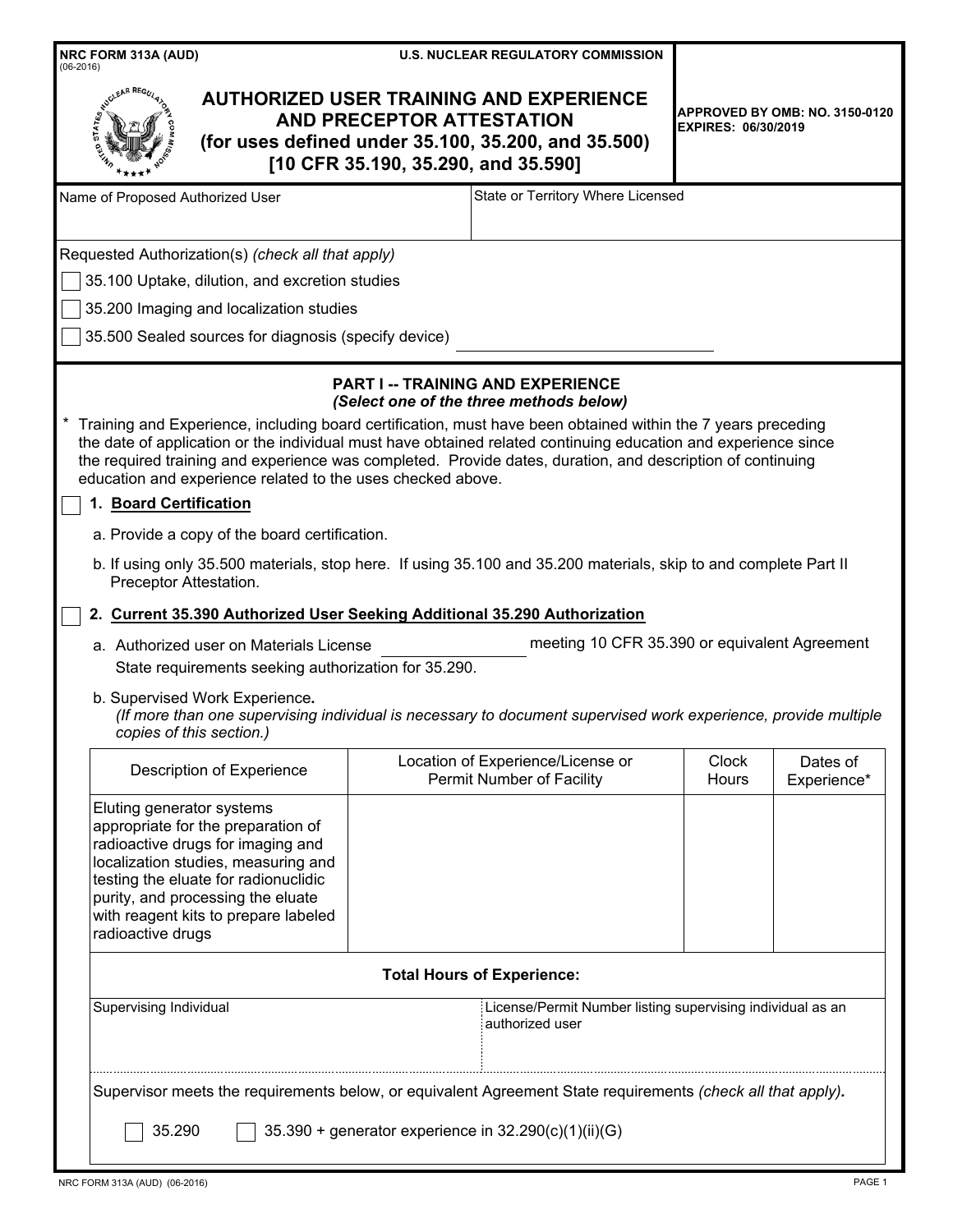NRC FORM 313A (AUD)
(06-2016)

U.S. NUCLEAR REGULATORY COMMISSION

# AUTHORIZED USER TRAINING AND EXPERIENCE AND PRECEPTOR ATTESTATION
## (for uses defined under 35.100, 35.200, and 35.500) [10 CFR 35.190, 35.290, and 35.590]

APPROVED BY OMB: NO. 3150-0120
EXPIRES: 06/30/2019

| Name of Proposed Authorized User | State or Territory Where Licensed |
| --- | --- |
| | |

Requested Authorization(s) *(check all that apply)*

- [ ] 35.100 Uptake, dilution, and excretion studies
- [ ] 35.200 Imaging and localization studies
- [ ] 35.500 Sealed sources for diagnosis (specify device) ______________________

## PART I -- TRAINING AND EXPERIENCE
*(Select one of the three methods below)*

\* Training and Experience, including board certification, must have been obtained within the 7 years preceding the date of application or the individual must have obtained related continuing education and experience since the required training and experience was completed. Provide dates, duration, and description of continuing education and experience related to the uses checked above.

- [ ] **1. Board Certification**

  a. Provide a copy of the board certification.

  b. If using only 35.500 materials, stop here. If using 35.100 and 35.200 materials, skip to and complete Part II Preceptor Attestation.

- [ ] **2. Current 35.390 Authorized User Seeking Additional 35.290 Authorization**

  a. Authorized user on Materials License ______________ meeting 10 CFR 35.390 or equivalent Agreement State requirements seeking authorization for 35.290.

  b. Supervised Work Experience.
  *(If more than one supervising individual is necessary to document supervised work experience, provide multiple copies of this section.)*

| Description of Experience | Location of Experience/License or Permit Number of Facility | Clock Hours | Dates of Experience* |
| --- | --- | --- | --- |
| Eluting generator systems appropriate for the preparation of radioactive drugs for imaging and localization studies, measuring and testing the eluate for radionuclidic purity, and processing the eluate with reagent kits to prepare labeled radioactive drugs | | | |
| **Total Hours of Experience:** | | | |

| Supervising Individual | License/Permit Number listing supervising individual as an authorized user |
| --- | --- |
| | |

Supervisor meets the requirements below, or equivalent Agreement State requirements *(check all that apply)*.

- [ ] 35.290
- [ ] 35.390 + generator experience in 32.290(c)(1)(ii)(G)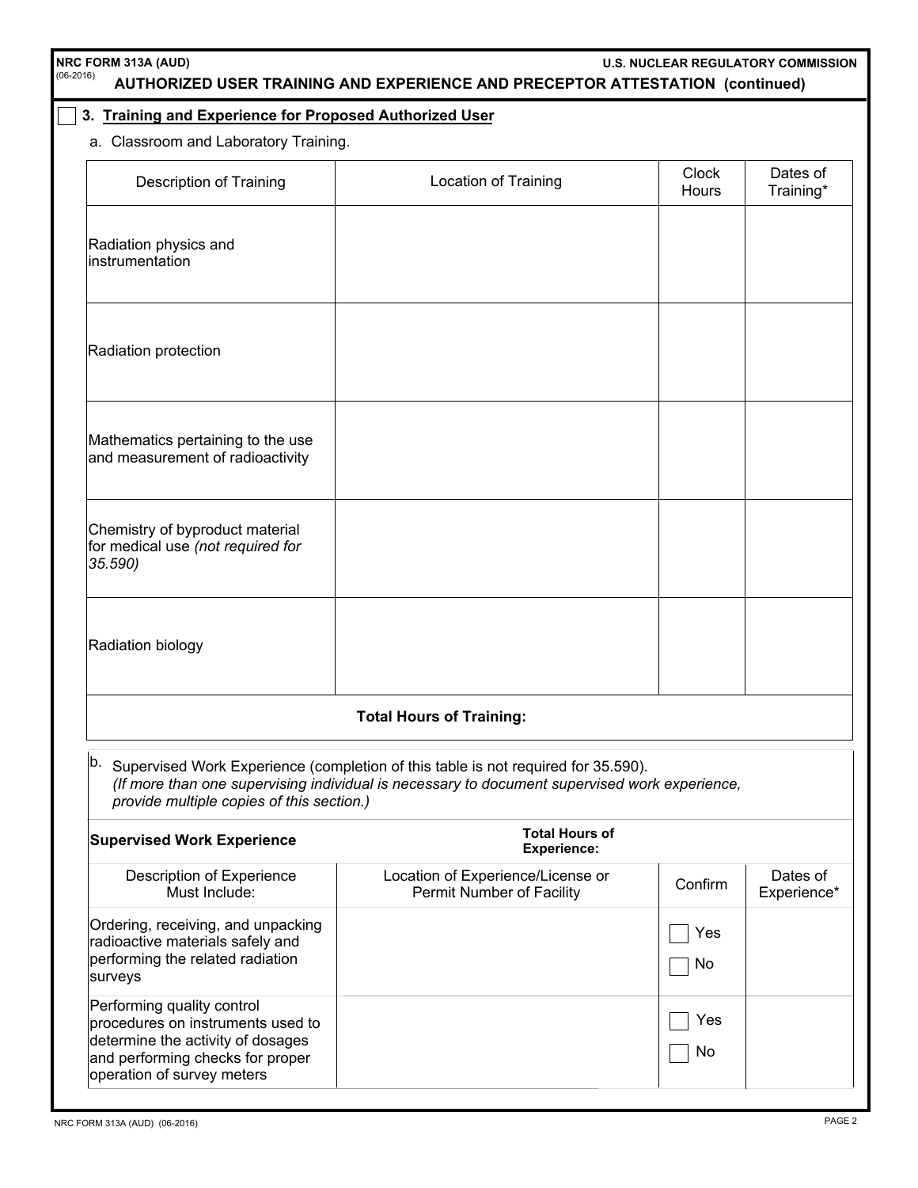**NRC FORM 313A (AUD)**
(06-2016)

**U.S. NUCLEAR REGULATORY COMMISSION**

**AUTHORIZED USER TRAINING AND EXPERIENCE AND PRECEPTOR ATTESTATION (continued)**

## ☐ 3. Training and Experience for Proposed Authorized User

a. Classroom and Laboratory Training.

| Description of Training | Location of Training | Clock Hours | Dates of Training* |
|---|---|---|---|
| Radiation physics and instrumentation | | | |
| Radiation protection | | | |
| Mathematics pertaining to the use and measurement of radioactivity | | | |
| Chemistry of byproduct material for medical use *(not required for 35.590)* | | | |
| Radiation biology | | | |
| **Total Hours of Training:** | | | |

b. Supervised Work Experience (completion of this table is not required for 35.590).
*(If more than one supervising individual is necessary to document supervised work experience, provide multiple copies of this section.)*

| **Supervised Work Experience** | **Total Hours of Experience:** | | |
|---|---|---|---|
| Description of Experience Must Include: | Location of Experience/License or Permit Number of Facility | Confirm | Dates of Experience* |
| Ordering, receiving, and unpacking radioactive materials safely and performing the related radiation surveys | | ☐ Yes ☐ No | |
| Performing quality control procedures on instruments used to determine the activity of dosages and performing checks for proper operation of survey meters | | ☐ Yes ☐ No | |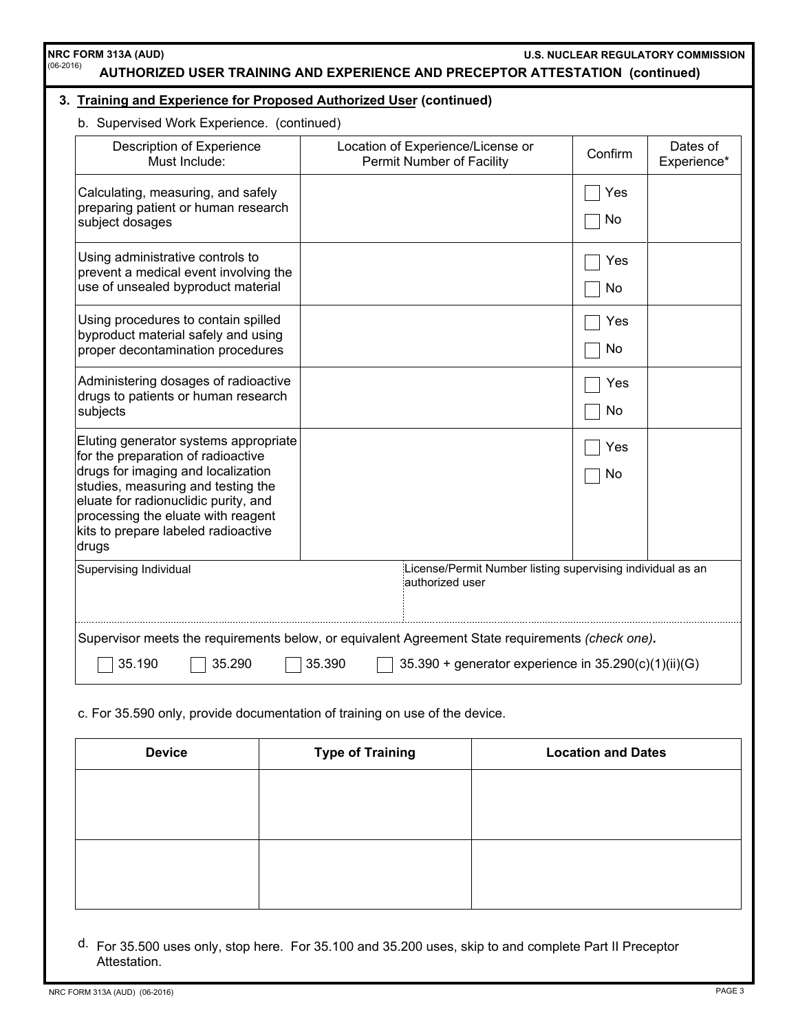**NRC FORM 313A (AUD)** (06-2016)

**U.S. NUCLEAR REGULATORY COMMISSION**

## AUTHORIZED USER TRAINING AND EXPERIENCE AND PRECEPTOR ATTESTATION (continued)

**3. Training and Experience for Proposed Authorized User (continued)**

b. Supervised Work Experience. (continued)

| Description of Experience Must Include: | Location of Experience/License or Permit Number of Facility | Confirm | Dates of Experience* |
|---|---|---|---|
| Calculating, measuring, and safely preparing patient or human research subject dosages | | ☐ Yes ☐ No | |
| Using administrative controls to prevent a medical event involving the use of unsealed byproduct material | | ☐ Yes ☐ No | |
| Using procedures to contain spilled byproduct material safely and using proper decontamination procedures | | ☐ Yes ☐ No | |
| Administering dosages of radioactive drugs to patients or human research subjects | | ☐ Yes ☐ No | |
| Eluting generator systems appropriate for the preparation of radioactive drugs for imaging and localization studies, measuring and testing the eluate for radionuclidic purity, and processing the eluate with reagent kits to prepare labeled radioactive drugs | | ☐ Yes ☐ No | |

| Supervising Individual | License/Permit Number listing supervising individual as an authorized user |
|---|---|
| | |

Supervisor meets the requirements below, or equivalent Agreement State requirements *(check one)*.

☐ 35.190 ☐ 35.290 ☐ 35.390 ☐ 35.390 + generator experience in 35.290(c)(1)(ii)(G)

c. For 35.590 only, provide documentation of training on use of the device.

| Device | Type of Training | Location and Dates |
|---|---|---|
| | | |
| | | |

d. For 35.500 uses only, stop here. For 35.100 and 35.200 uses, skip to and complete Part II Preceptor Attestation.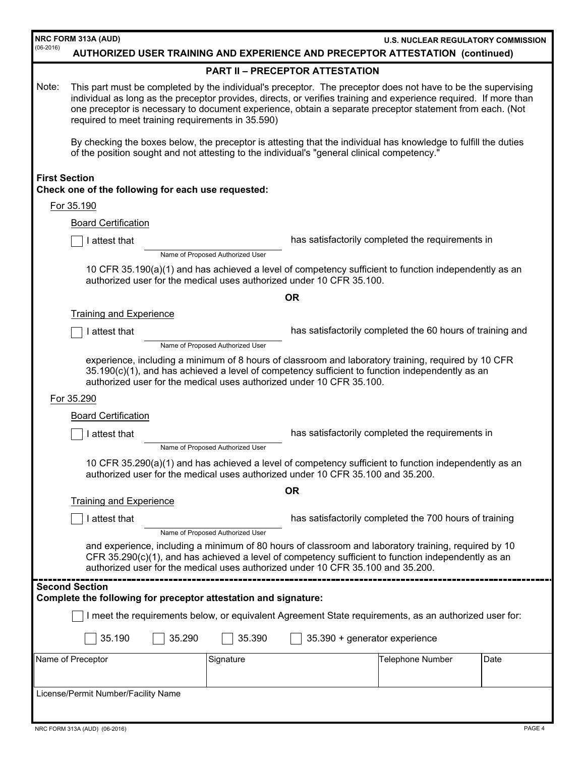**NRC FORM 313A (AUD)**
(06-2016)

**U.S. NUCLEAR REGULATORY COMMISSION**

**AUTHORIZED USER TRAINING AND EXPERIENCE AND PRECEPTOR ATTESTATION (continued)**

## PART II – PRECEPTOR ATTESTATION

Note: This part must be completed by the individual's preceptor. The preceptor does not have to be the supervising individual as long as the preceptor provides, directs, or verifies training and experience required. If more than one preceptor is necessary to document experience, obtain a separate preceptor statement from each. (Not required to meet training requirements in 35.590)

By checking the boxes below, the preceptor is attesting that the individual has knowledge to fulfill the duties of the position sought and not attesting to the individual's "general clinical competency."

**First Section**
**Check one of the following for each use requested:**

For 35.190

Board Certification

☐ I attest that ______________________ (Name of Proposed Authorized User) has satisfactorily completed the requirements in 10 CFR 35.190(a)(1) and has achieved a level of competency sufficient to function independently as an authorized user for the medical uses authorized under 10 CFR 35.100.

**OR**

Training and Experience

☐ I attest that ______________________ (Name of Proposed Authorized User) has satisfactorily completed the 60 hours of training and experience, including a minimum of 8 hours of classroom and laboratory training, required by 10 CFR 35.190(c)(1), and has achieved a level of competency sufficient to function independently as an authorized user for the medical uses authorized under 10 CFR 35.100.

For 35.290

Board Certification

☐ I attest that ______________________ (Name of Proposed Authorized User) has satisfactorily completed the requirements in 10 CFR 35.290(a)(1) and has achieved a level of competency sufficient to function independently as an authorized user for the medical uses authorized under 10 CFR 35.100 and 35.200.

**OR**

Training and Experience

☐ I attest that ______________________ (Name of Proposed Authorized User) has satisfactorily completed the 700 hours of training and experience, including a minimum of 80 hours of classroom and laboratory training, required by 10 CFR 35.290(c)(1), and has achieved a level of competency sufficient to function independently as an authorized user for the medical uses authorized under 10 CFR 35.100 and 35.200.

**Second Section**
**Complete the following for preceptor attestation and signature:**

☐ I meet the requirements below, or equivalent Agreement State requirements, as an authorized user for:

☐ 35.190 ☐ 35.290 ☐ 35.390 ☐ 35.390 + generator experience

| Name of Preceptor | Signature | Telephone Number | Date |
|---|---|---|---|
| | | | |

| License/Permit Number/Facility Name |
|---|
| |